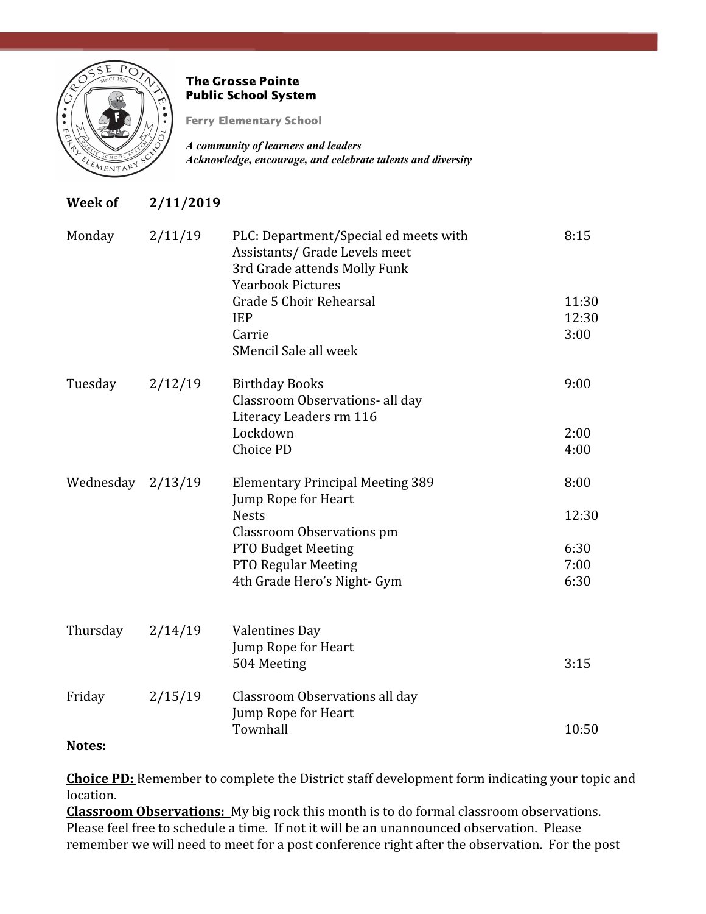**The Grosse Pointe Public School System**

**Ferry Elementary School**

*A community of learners and leaders*
*Acknowledge, encourage, and celebrate talents and diversity*

**Week of 2/11/2019**

| Day | Date | Event | Time |
|---|---|---|---|
| Monday | 2/11/19 | PLC: Department/Special ed meets with Assistants/ Grade Levels meet | 8:15 |
| | | 3rd Grade attends Molly Funk | |
| | | Yearbook Pictures | |
| | | Grade 5 Choir Rehearsal | 11:30 |
| | | IEP | 12:30 |
| | | Carrie | 3:00 |
| | | SMencil Sale all week | |
| Tuesday | 2/12/19 | Birthday Books | 9:00 |
| | | Classroom Observations- all day | |
| | | Literacy Leaders rm 116 | |
| | | Lockdown | 2:00 |
| | | Choice PD | 4:00 |
| Wednesday | 2/13/19 | Elementary Principal Meeting 389 | 8:00 |
| | | Jump Rope for Heart | |
| | | Nests | 12:30 |
| | | Classroom Observations pm | |
| | | PTO Budget Meeting | 6:30 |
| | | PTO Regular Meeting | 7:00 |
| | | 4th Grade Hero's Night- Gym | 6:30 |
| Thursday | 2/14/19 | Valentines Day | |
| | | Jump Rope for Heart | |
| | | 504 Meeting | 3:15 |
| Friday | 2/15/19 | Classroom Observations all day | |
| | | Jump Rope for Heart | |
| | | Townhall | 10:50 |

**Notes:**

**Choice PD:** Remember to complete the District staff development form indicating your topic and location.

**Classroom Observations:** My big rock this month is to do formal classroom observations. Please feel free to schedule a time. If not it will be an unannounced observation. Please remember we will need to meet for a post conference right after the observation. For the post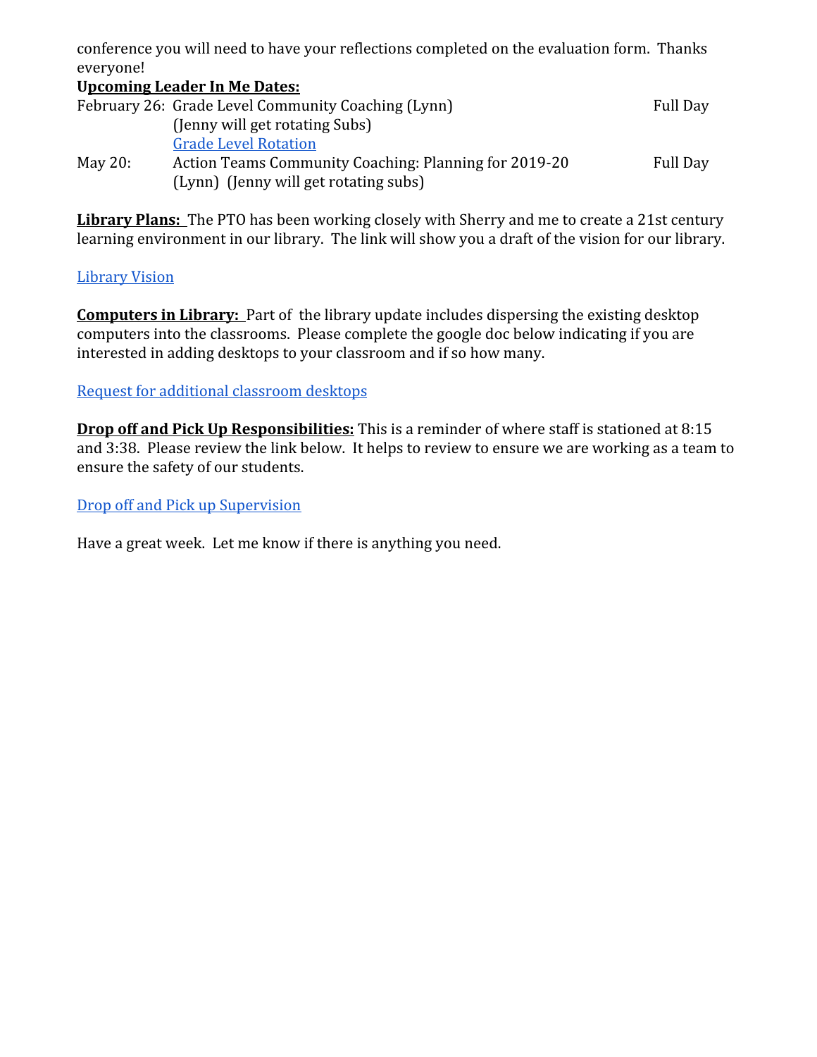conference you will need to have your reflections completed on the evaluation form. Thanks everyone!

**Upcoming Leader In Me Dates:**

| | | |
|---|---|---|
| February 26: | Grade Level Community Coaching (Lynn)<br>(Jenny will get rotating Subs)<br>Grade Level Rotation | Full Day |
| May 20: | Action Teams Community Coaching: Planning for 2019-20<br>(Lynn) (Jenny will get rotating subs) | Full Day |

**Library Plans:** The PTO has been working closely with Sherry and me to create a 21st century learning environment in our library. The link will show you a draft of the vision for our library.

Library Vision

**Computers in Library:** Part of the library update includes dispersing the existing desktop computers into the classrooms. Please complete the google doc below indicating if you are interested in adding desktops to your classroom and if so how many.

Request for additional classroom desktops

**Drop off and Pick Up Responsibilities:** This is a reminder of where staff is stationed at 8:15 and 3:38. Please review the link below. It helps to review to ensure we are working as a team to ensure the safety of our students.

Drop off and Pick up Supervision

Have a great week. Let me know if there is anything you need.